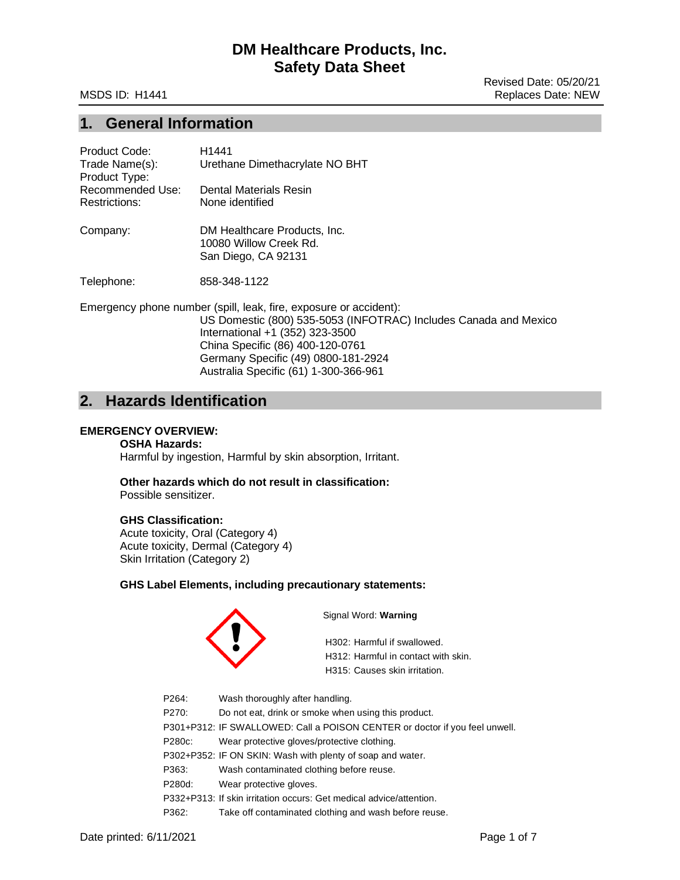# DM Healthcare Products, Inc.
# Safety Data Sheet

MSDS ID: H1441

Revised Date: 05/20/21
Replaces Date: NEW

## 1. General Information

| | |
|---|---|
| Product Code: | H1441 |
| Trade Name(s): | Urethane Dimethacrylate NO BHT |
| Product Type: | |
| Recommended Use: | Dental Materials Resin |
| Restrictions: | None identified |
| Company: | DM Healthcare Products, Inc.<br>10080 Willow Creek Rd.<br>San Diego, CA 92131 |
| Telephone: | 858-348-1122 |

Emergency phone number (spill, leak, fire, exposure or accident):

US Domestic (800) 535-5053 (INFOTRAC) Includes Canada and Mexico
International +1 (352) 323-3500
China Specific (86) 400-120-0761
Germany Specific (49) 0800-181-2924
Australia Specific (61) 1-300-366-961

## 2. Hazards Identification

**EMERGENCY OVERVIEW:**

**OSHA Hazards:**
Harmful by ingestion, Harmful by skin absorption, Irritant.

**Other hazards which do not result in classification:**
Possible sensitizer.

**GHS Classification:**
Acute toxicity, Oral (Category 4)
Acute toxicity, Dermal (Category 4)
Skin Irritation (Category 2)

**GHS Label Elements, including precautionary statements:**

Signal Word: **Warning**

H302: Harmful if swallowed.
H312: Harmful in contact with skin.
H315: Causes skin irritation.

| | |
|---|---|
| P264: | Wash thoroughly after handling. |
| P270: | Do not eat, drink or smoke when using this product. |
| P301+P312: | IF SWALLOWED: Call a POISON CENTER or doctor if you feel unwell. |
| P280c: | Wear protective gloves/protective clothing. |
| P302+P352: | IF ON SKIN: Wash with plenty of soap and water. |
| P363: | Wash contaminated clothing before reuse. |
| P280d: | Wear protective gloves. |
| P332+P313: | If skin irritation occurs: Get medical advice/attention. |
| P362: | Take off contaminated clothing and wash before reuse. |

Date printed: 6/11/2021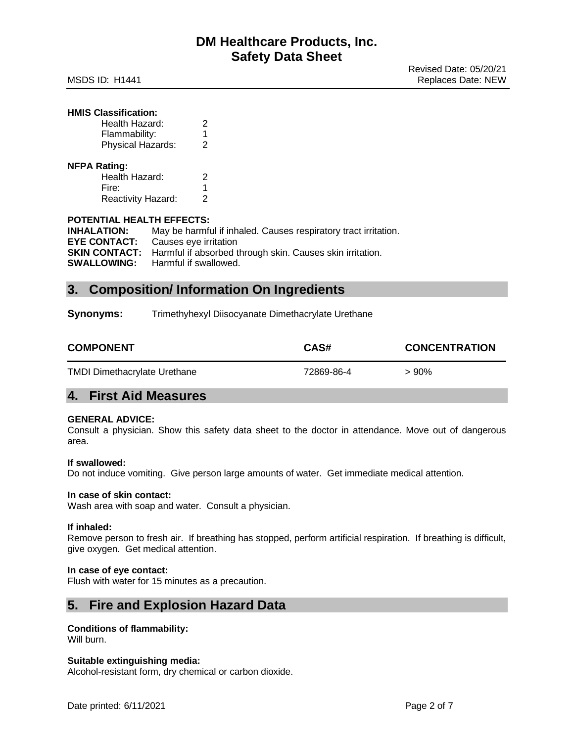**HMIS Classification:**

| | |
|---|---|
| Health Hazard: | 2 |
| Flammability: | 1 |
| Physical Hazards: | 2 |

**NFPA Rating:**

| | |
|---|---|
| Health Hazard: | 2 |
| Fire: | 1 |
| Reactivity Hazard: | 2 |

**POTENTIAL HEALTH EFFECTS:**

**INHALATION:** May be harmful if inhaled. Causes respiratory tract irritation.
**EYE CONTACT:** Causes eye irritation
**SKIN CONTACT:** Harmful if absorbed through skin. Causes skin irritation.
**SWALLOWING:** Harmful if swallowed.

## 3. Composition/ Information On Ingredients

**Synonyms:** Trimethyhexyl Diisocyanate Dimethacrylate Urethane

| COMPONENT | CAS# | CONCENTRATION |
|---|---|---|
| TMDI Dimethacrylate Urethane | 72869-86-4 | > 90% |

## 4. First Aid Measures

**GENERAL ADVICE:**
Consult a physician. Show this safety data sheet to the doctor in attendance. Move out of dangerous area.

**If swallowed:**
Do not induce vomiting. Give person large amounts of water. Get immediate medical attention.

**In case of skin contact:**
Wash area with soap and water. Consult a physician.

**If inhaled:**
Remove person to fresh air. If breathing has stopped, perform artificial respiration. If breathing is difficult, give oxygen. Get medical attention.

**In case of eye contact:**
Flush with water for 15 minutes as a precaution.

## 5. Fire and Explosion Hazard Data

**Conditions of flammability:**
Will burn.

**Suitable extinguishing media:**
Alcohol-resistant form, dry chemical or carbon dioxide.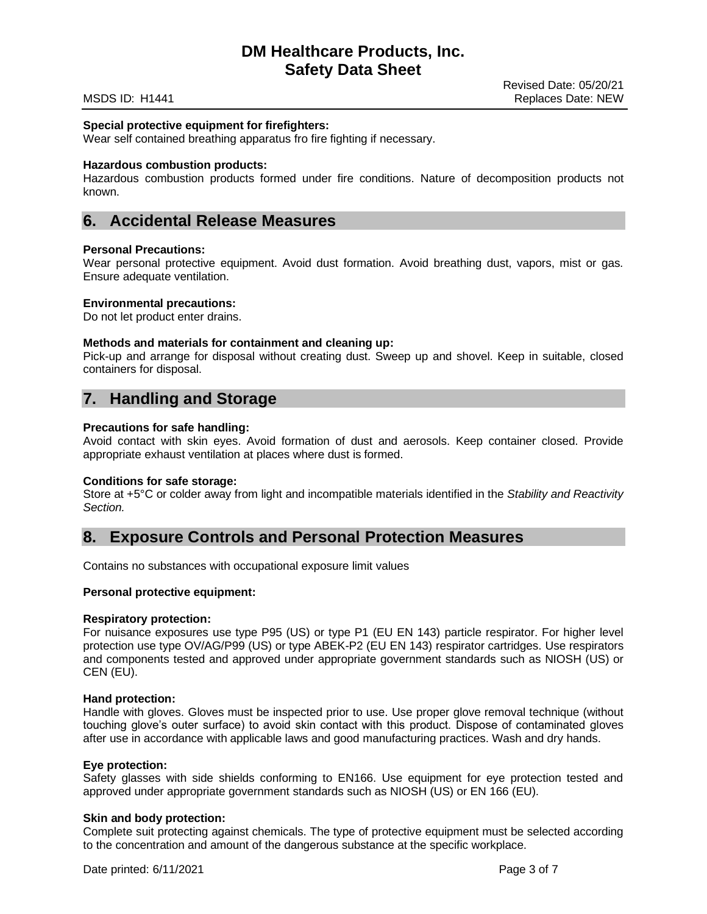**Special protective equipment for firefighters:**
Wear self contained breathing apparatus fro fire fighting if necessary.

**Hazardous combustion products:**
Hazardous combustion products formed under fire conditions. Nature of decomposition products not known.

## 6. Accidental Release Measures

**Personal Precautions:**
Wear personal protective equipment. Avoid dust formation. Avoid breathing dust, vapors, mist or gas. Ensure adequate ventilation.

**Environmental precautions:**
Do not let product enter drains.

**Methods and materials for containment and cleaning up:**
Pick-up and arrange for disposal without creating dust. Sweep up and shovel. Keep in suitable, closed containers for disposal.

## 7. Handling and Storage

**Precautions for safe handling:**
Avoid contact with skin eyes. Avoid formation of dust and aerosols. Keep container closed. Provide appropriate exhaust ventilation at places where dust is formed.

**Conditions for safe storage:**
Store at +5°C or colder away from light and incompatible materials identified in the *Stability and Reactivity Section.*

## 8. Exposure Controls and Personal Protection Measures

Contains no substances with occupational exposure limit values

**Personal protective equipment:**

**Respiratory protection:**
For nuisance exposures use type P95 (US) or type P1 (EU EN 143) particle respirator. For higher level protection use type OV/AG/P99 (US) or type ABEK-P2 (EU EN 143) respirator cartridges. Use respirators and components tested and approved under appropriate government standards such as NIOSH (US) or CEN (EU).

**Hand protection:**
Handle with gloves. Gloves must be inspected prior to use. Use proper glove removal technique (without touching glove's outer surface) to avoid skin contact with this product. Dispose of contaminated gloves after use in accordance with applicable laws and good manufacturing practices. Wash and dry hands.

**Eye protection:**
Safety glasses with side shields conforming to EN166. Use equipment for eye protection tested and approved under appropriate government standards such as NIOSH (US) or EN 166 (EU).

**Skin and body protection:**
Complete suit protecting against chemicals. The type of protective equipment must be selected according to the concentration and amount of the dangerous substance at the specific workplace.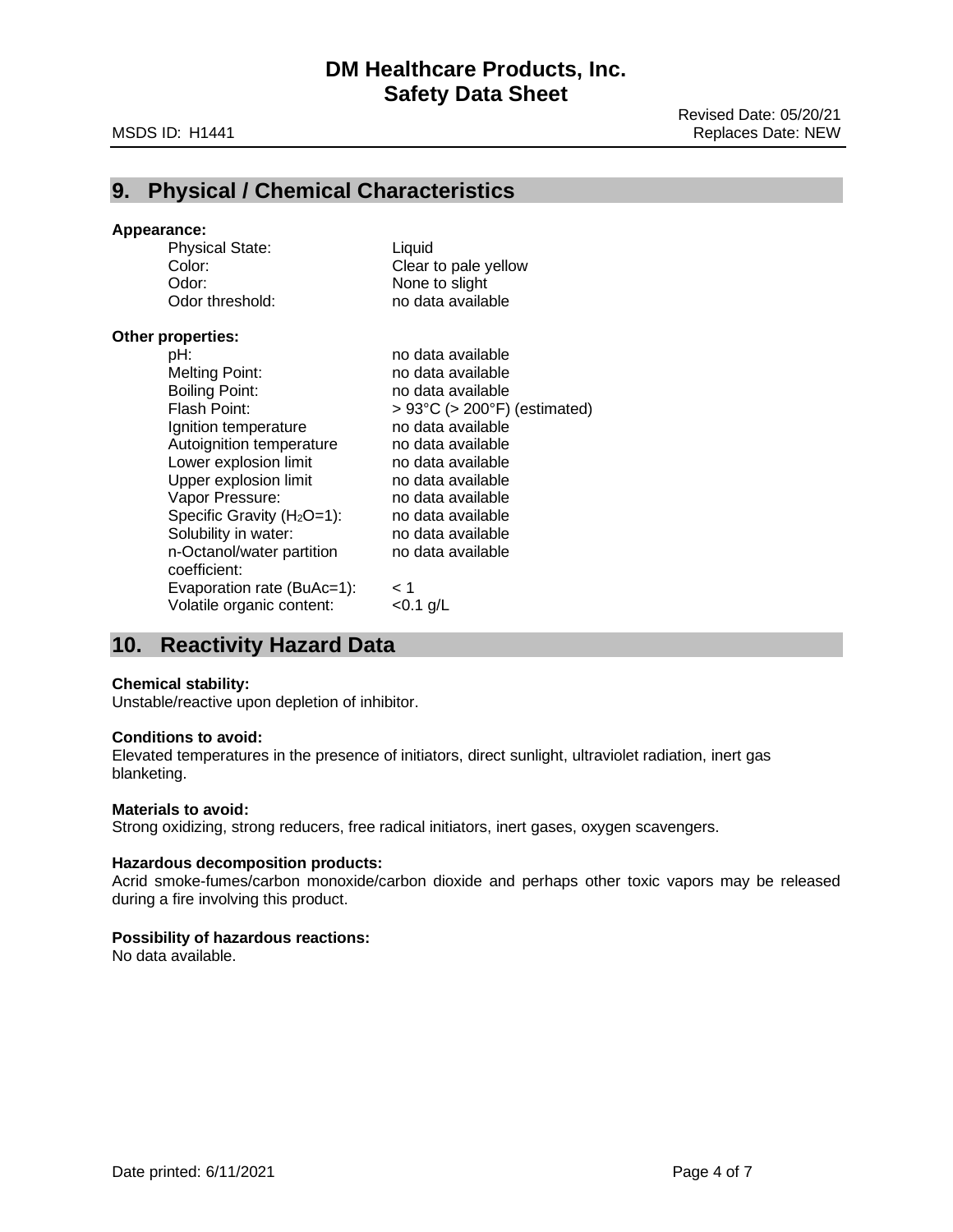## 9. Physical / Chemical Characteristics

**Appearance:**

| | |
|---|---|
| Physical State: | Liquid |
| Color: | Clear to pale yellow |
| Odor: | None to slight |
| Odor threshold: | no data available |

**Other properties:**

| | |
|---|---|
| pH: | no data available |
| Melting Point: | no data available |
| Boiling Point: | no data available |
| Flash Point: | > 93°C (> 200°F) (estimated) |
| Ignition temperature | no data available |
| Autoignition temperature | no data available |
| Lower explosion limit | no data available |
| Upper explosion limit | no data available |
| Vapor Pressure: | no data available |
| Specific Gravity ($H_2O$=1): | no data available |
| Solubility in water: | no data available |
| n-Octanol/water partition coefficient: | no data available |
| Evaporation rate (BuAc=1): | < 1 |
| Volatile organic content: | <0.1 g/L |

## 10. Reactivity Hazard Data

**Chemical stability:**
Unstable/reactive upon depletion of inhibitor.

**Conditions to avoid:**
Elevated temperatures in the presence of initiators, direct sunlight, ultraviolet radiation, inert gas blanketing.

**Materials to avoid:**
Strong oxidizing, strong reducers, free radical initiators, inert gases, oxygen scavengers.

**Hazardous decomposition products:**
Acrid smoke-fumes/carbon monoxide/carbon dioxide and perhaps other toxic vapors may be released during a fire involving this product.

**Possibility of hazardous reactions:**
No data available.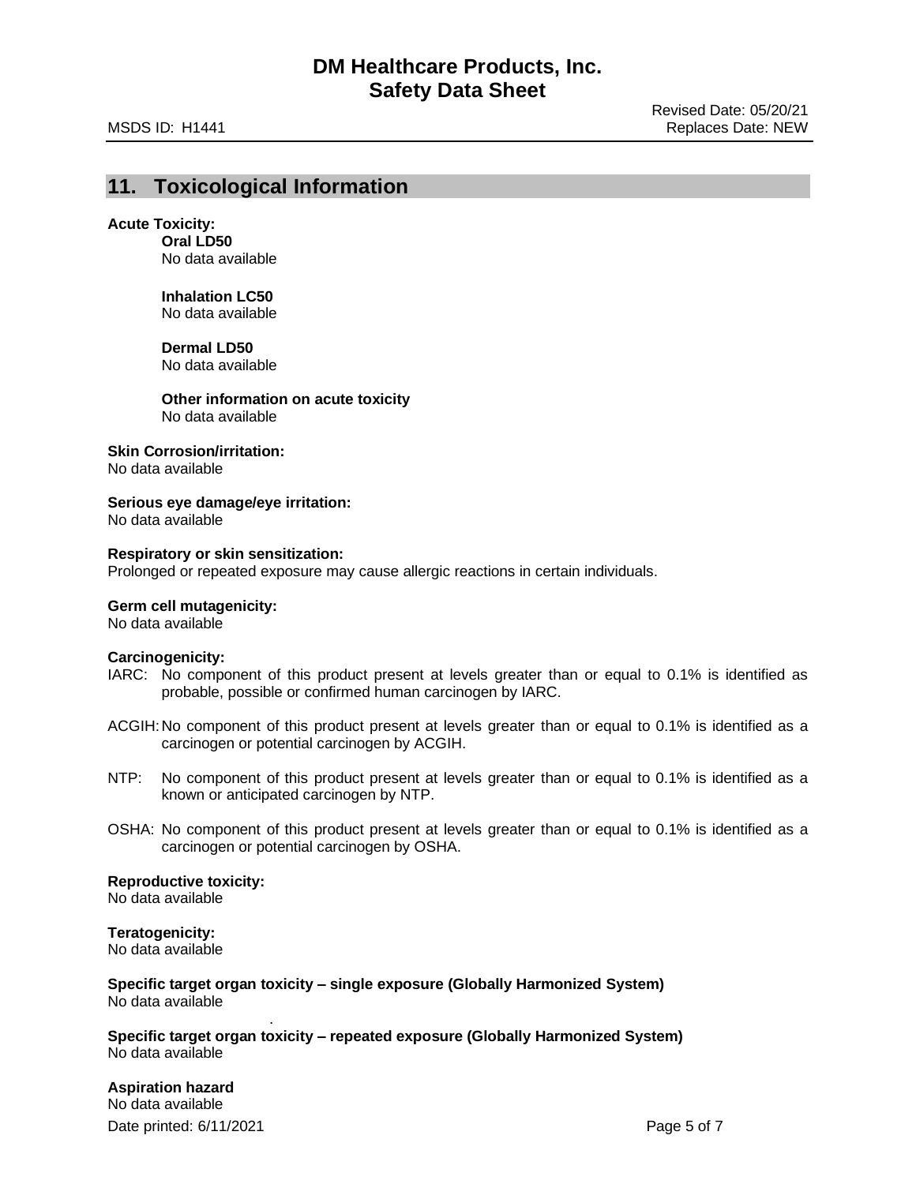## 11. Toxicological Information

**Acute Toxicity:**

**Oral LD50**
No data available

**Inhalation LC50**
No data available

**Dermal LD50**
No data available

**Other information on acute toxicity**
No data available

**Skin Corrosion/irritation:**
No data available

**Serious eye damage/eye irritation:**
No data available

**Respiratory or skin sensitization:**
Prolonged or repeated exposure may cause allergic reactions in certain individuals.

**Germ cell mutagenicity:**
No data available

**Carcinogenicity:**

IARC: No component of this product present at levels greater than or equal to 0.1% is identified as probable, possible or confirmed human carcinogen by IARC.

ACGIH: No component of this product present at levels greater than or equal to 0.1% is identified as a carcinogen or potential carcinogen by ACGIH.

NTP: No component of this product present at levels greater than or equal to 0.1% is identified as a known or anticipated carcinogen by NTP.

OSHA: No component of this product present at levels greater than or equal to 0.1% is identified as a carcinogen or potential carcinogen by OSHA.

**Reproductive toxicity:**
No data available

**Teratogenicity:**
No data available

**Specific target organ toxicity – single exposure (Globally Harmonized System)**
No data available

**Specific target organ toxicity – repeated exposure (Globally Harmonized System)**
No data available

**Aspiration hazard**
No data available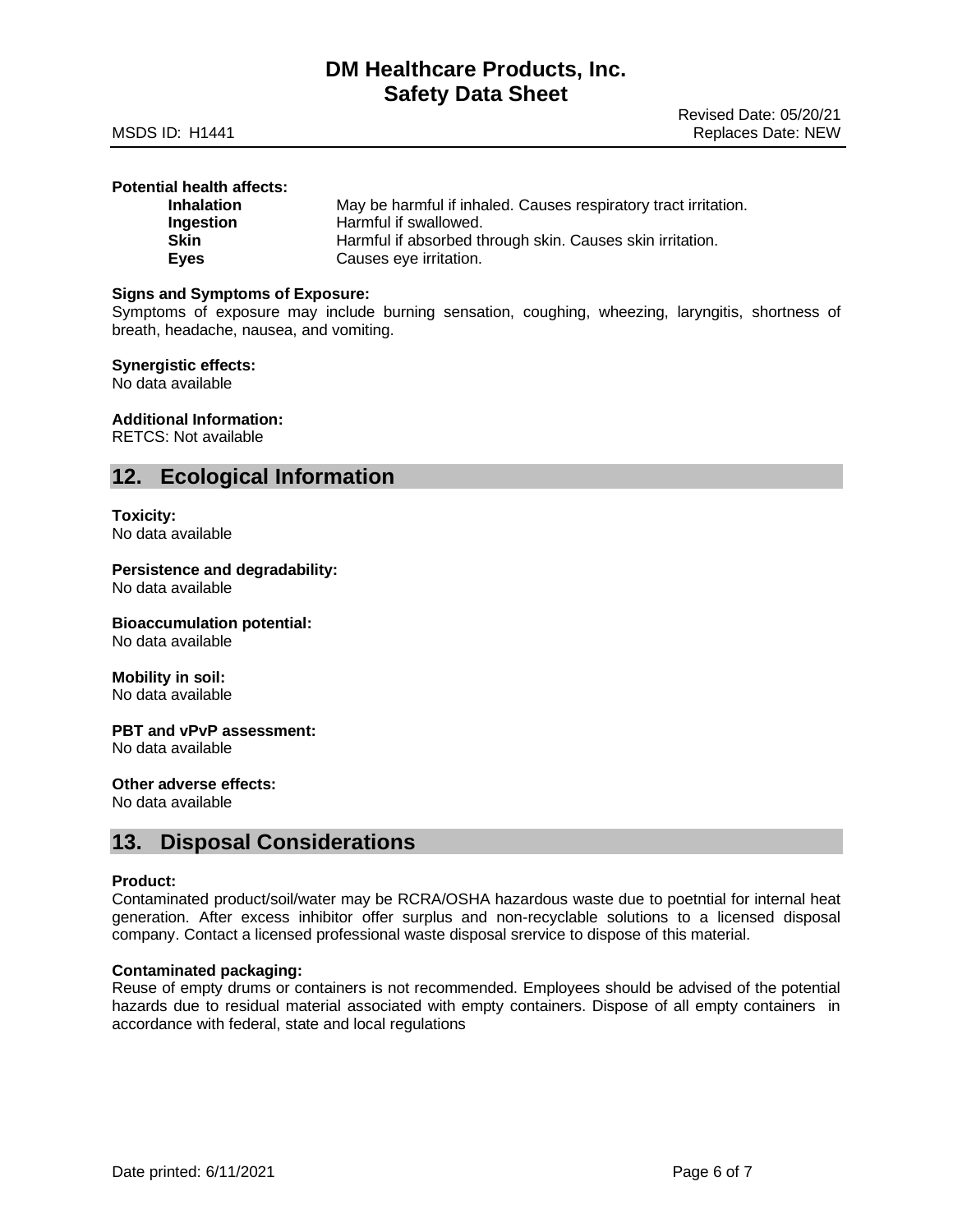**Potential health affects:**

| | |
|---|---|
| **Inhalation** | May be harmful if inhaled. Causes respiratory tract irritation. |
| **Ingestion** | Harmful if swallowed. |
| **Skin** | Harmful if absorbed through skin. Causes skin irritation. |
| **Eyes** | Causes eye irritation. |

**Signs and Symptoms of Exposure:**
Symptoms of exposure may include burning sensation, coughing, wheezing, laryngitis, shortness of breath, headache, nausea, and vomiting.

**Synergistic effects:**
No data available

**Additional Information:**
RETCS: Not available

## 12. Ecological Information

**Toxicity:**
No data available

**Persistence and degradability:**
No data available

**Bioaccumulation potential:**
No data available

**Mobility in soil:**
No data available

**PBT and vPvP assessment:**
No data available

**Other adverse effects:**
No data available

## 13. Disposal Considerations

**Product:**
Contaminated product/soil/water may be RCRA/OSHA hazardous waste due to poetntial for internal heat generation. After excess inhibitor offer surplus and non-recyclable solutions to a licensed disposal company. Contact a licensed professional waste disposal srervice to dispose of this material.

**Contaminated packaging:**
Reuse of empty drums or containers is not recommended. Employees should be advised of the potential hazards due to residual material associated with empty containers. Dispose of all empty containers in accordance with federal, state and local regulations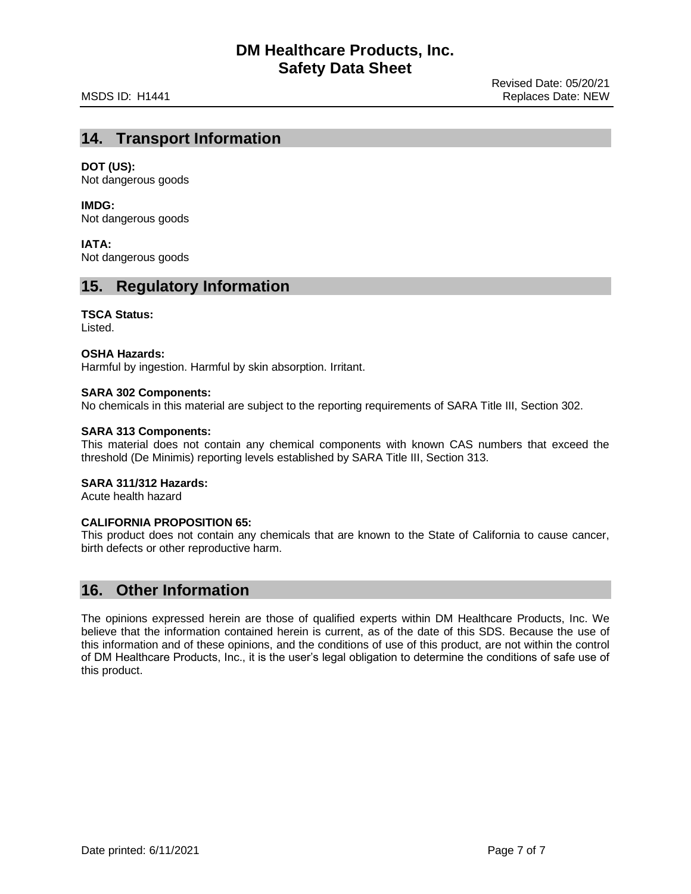## 14. Transport Information

**DOT (US):**
Not dangerous goods

**IMDG:**
Not dangerous goods

**IATA:**
Not dangerous goods

## 15. Regulatory Information

**TSCA Status:**
Listed.

**OSHA Hazards:**
Harmful by ingestion. Harmful by skin absorption. Irritant.

**SARA 302 Components:**
No chemicals in this material are subject to the reporting requirements of SARA Title III, Section 302.

**SARA 313 Components:**
This material does not contain any chemical components with known CAS numbers that exceed the threshold (De Minimis) reporting levels established by SARA Title III, Section 313.

**SARA 311/312 Hazards:**
Acute health hazard

**CALIFORNIA PROPOSITION 65:**
This product does not contain any chemicals that are known to the State of California to cause cancer, birth defects or other reproductive harm.

## 16. Other Information

The opinions expressed herein are those of qualified experts within DM Healthcare Products, Inc. We believe that the information contained herein is current, as of the date of this SDS. Because the use of this information and of these opinions, and the conditions of use of this product, are not within the control of DM Healthcare Products, Inc., it is the user's legal obligation to determine the conditions of safe use of this product.